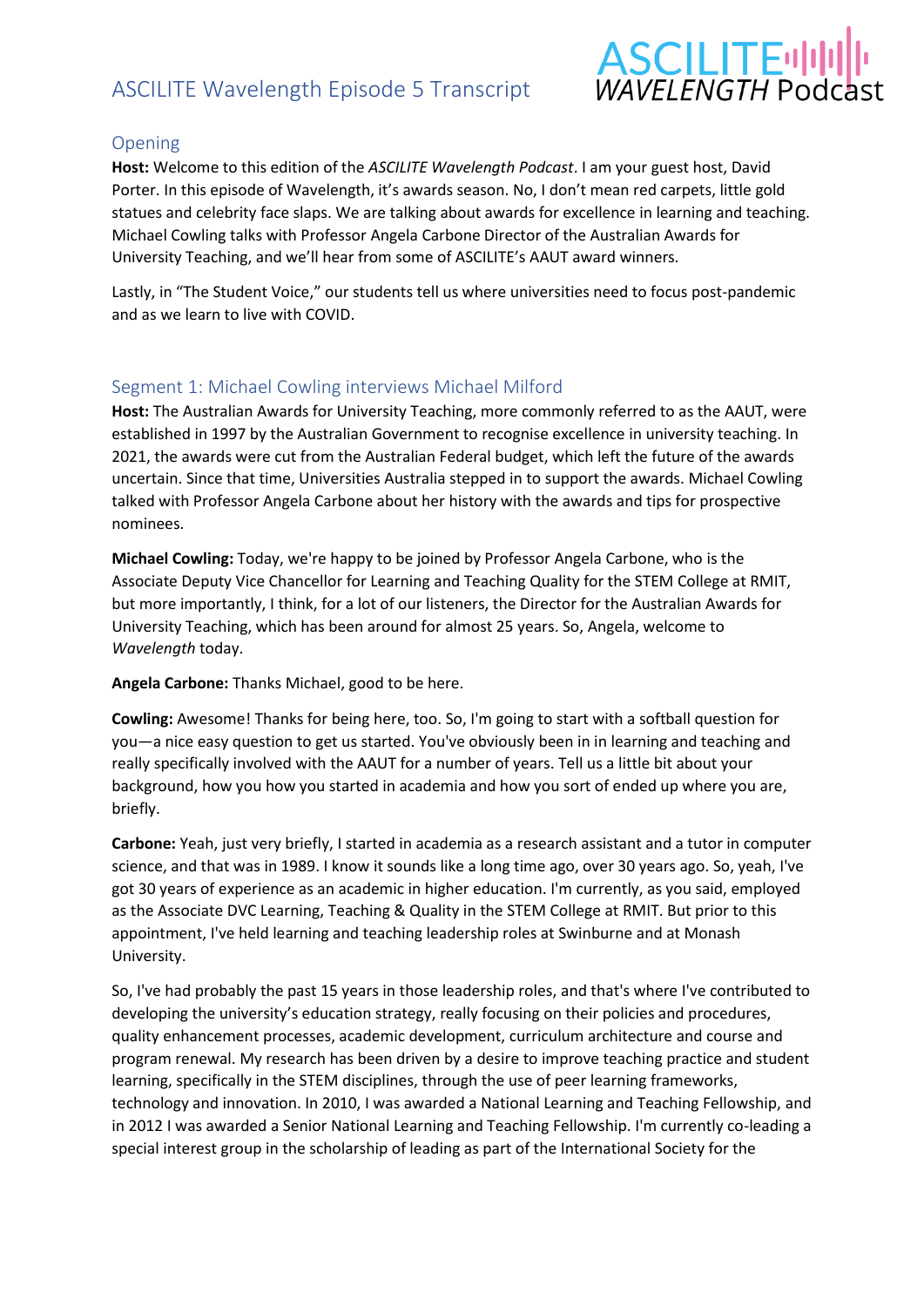# ASCILITE Wavelength Episode 5 Transcript

## Opening

**Host:** Welcome to this edition of the *ASCILITE Wavelength Podcast*. I am your guest host, David Porter. In this episode of Wavelength, it's awards season. No, I don't mean red carpets, little gold statues and celebrity face slaps. We are talking about awards for excellence in learning and teaching. Michael Cowling talks with Professor Angela Carbone Director of the Australian Awards for University Teaching, and we'll hear from some of ASCILITE's AAUT award winners.

Lastly, in "The Student Voice," our students tell us where universities need to focus post-pandemic and as we learn to live with COVID.

## Segment 1: Michael Cowling interviews Michael Milford

**Host:** The Australian Awards for University Teaching, more commonly referred to as the AAUT, were established in 1997 by the Australian Government to recognise excellence in university teaching. In 2021, the awards were cut from the Australian Federal budget, which left the future of the awards uncertain. Since that time, Universities Australia stepped in to support the awards. Michael Cowling talked with Professor Angela Carbone about her history with the awards and tips for prospective nominees.

**Michael Cowling:** Today, we're happy to be joined by Professor Angela Carbone, who is the Associate Deputy Vice Chancellor for Learning and Teaching Quality for the STEM College at RMIT, but more importantly, I think, for a lot of our listeners, the Director for the Australian Awards for University Teaching, which has been around for almost 25 years. So, Angela, welcome to *Wavelength* today.

**Angela Carbone:** Thanks Michael, good to be here.

**Cowling:** Awesome! Thanks for being here, too. So, I'm going to start with a softball question for you—a nice easy question to get us started. You've obviously been in in learning and teaching and really specifically involved with the AAUT for a number of years. Tell us a little bit about your background, how you how you started in academia and how you sort of ended up where you are, briefly.

**Carbone:** Yeah, just very briefly, I started in academia as a research assistant and a tutor in computer science, and that was in 1989. I know it sounds like a long time ago, over 30 years ago. So, yeah, I've got 30 years of experience as an academic in higher education. I'm currently, as you said, employed as the Associate DVC Learning, Teaching & Quality in the STEM College at RMIT. But prior to this appointment, I've held learning and teaching leadership roles at Swinburne and at Monash University.

So, I've had probably the past 15 years in those leadership roles, and that's where I've contributed to developing the university's education strategy, really focusing on their policies and procedures, quality enhancement processes, academic development, curriculum architecture and course and program renewal. My research has been driven by a desire to improve teaching practice and student learning, specifically in the STEM disciplines, through the use of peer learning frameworks, technology and innovation. In 2010, I was awarded a National Learning and Teaching Fellowship, and in 2012 I was awarded a Senior National Learning and Teaching Fellowship. I'm currently co-leading a special interest group in the scholarship of leading as part of the International Society for the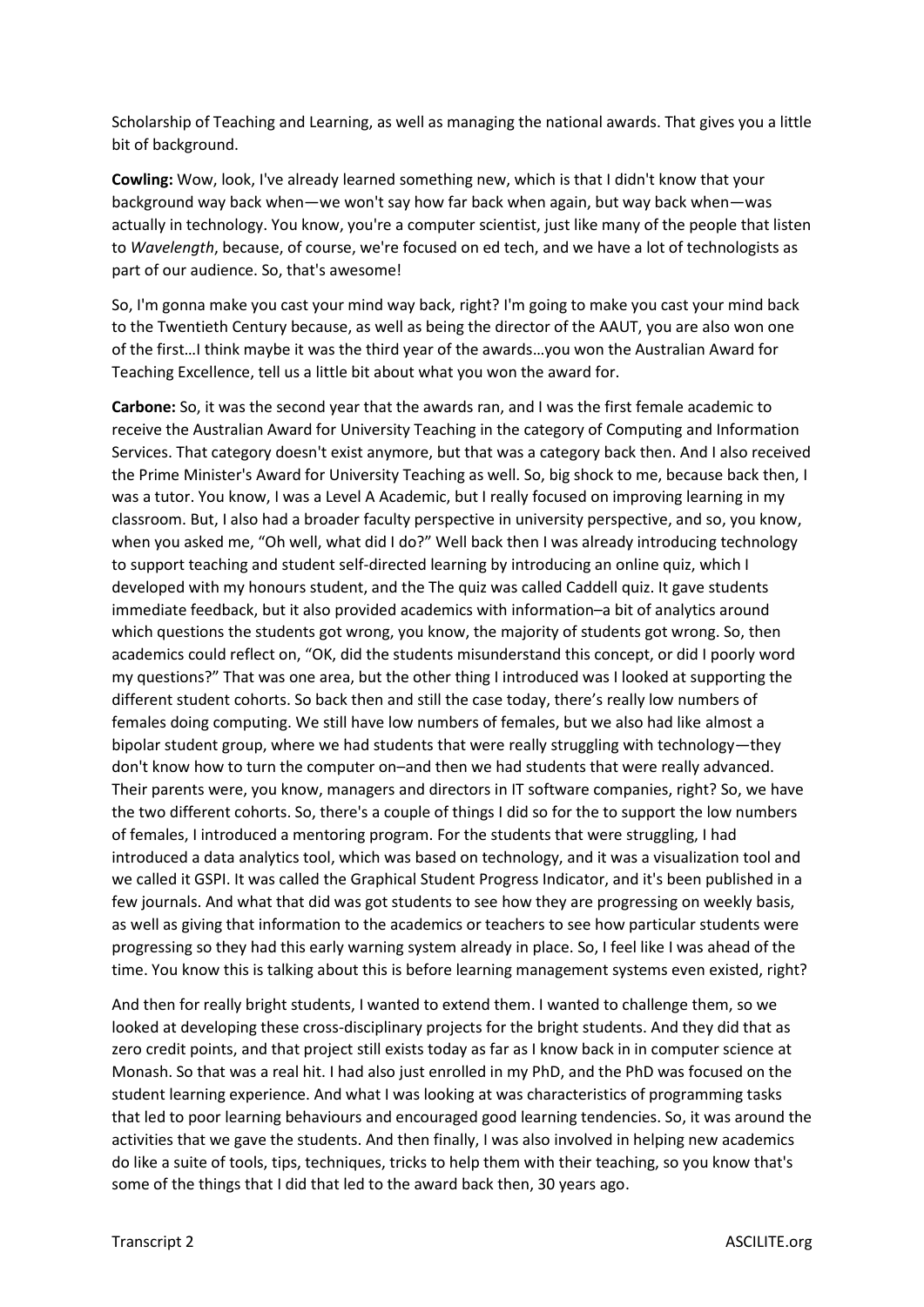Scholarship of Teaching and Learning, as well as managing the national awards. That gives you a little bit of background.

**Cowling:** Wow, look, I've already learned something new, which is that I didn't know that your background way back when—we won't say how far back when again, but way back when—was actually in technology. You know, you're a computer scientist, just like many of the people that listen to *Wavelength*, because, of course, we're focused on ed tech, and we have a lot of technologists as part of our audience. So, that's awesome!

So, I'm gonna make you cast your mind way back, right? I'm going to make you cast your mind back to the Twentieth Century because, as well as being the director of the AAUT, you are also won one of the first…I think maybe it was the third year of the awards…you won the Australian Award for Teaching Excellence, tell us a little bit about what you won the award for.

**Carbone:** So, it was the second year that the awards ran, and I was the first female academic to receive the Australian Award for University Teaching in the category of Computing and Information Services. That category doesn't exist anymore, but that was a category back then. And I also received the Prime Minister's Award for University Teaching as well. So, big shock to me, because back then, I was a tutor. You know, I was a Level A Academic, but I really focused on improving learning in my classroom. But, I also had a broader faculty perspective in university perspective, and so, you know, when you asked me, "Oh well, what did I do?" Well back then I was already introducing technology to support teaching and student self-directed learning by introducing an online quiz, which I developed with my honours student, and the The quiz was called Caddell quiz. It gave students immediate feedback, but it also provided academics with information–a bit of analytics around which questions the students got wrong, you know, the majority of students got wrong. So, then academics could reflect on, "OK, did the students misunderstand this concept, or did I poorly word my questions?" That was one area, but the other thing I introduced was I looked at supporting the different student cohorts. So back then and still the case today, there's really low numbers of females doing computing. We still have low numbers of females, but we also had like almost a bipolar student group, where we had students that were really struggling with technology—they don't know how to turn the computer on–and then we had students that were really advanced. Their parents were, you know, managers and directors in IT software companies, right? So, we have the two different cohorts. So, there's a couple of things I did so for the to support the low numbers of females, I introduced a mentoring program. For the students that were struggling, I had introduced a data analytics tool, which was based on technology, and it was a visualization tool and we called it GSPI. It was called the Graphical Student Progress Indicator, and it's been published in a few journals. And what that did was got students to see how they are progressing on weekly basis, as well as giving that information to the academics or teachers to see how particular students were progressing so they had this early warning system already in place. So, I feel like I was ahead of the time. You know this is talking about this is before learning management systems even existed, right?

And then for really bright students, I wanted to extend them. I wanted to challenge them, so we looked at developing these cross-disciplinary projects for the bright students. And they did that as zero credit points, and that project still exists today as far as I know back in in computer science at Monash. So that was a real hit. I had also just enrolled in my PhD, and the PhD was focused on the student learning experience. And what I was looking at was characteristics of programming tasks that led to poor learning behaviours and encouraged good learning tendencies. So, it was around the activities that we gave the students. And then finally, I was also involved in helping new academics do like a suite of tools, tips, techniques, tricks to help them with their teaching, so you know that's some of the things that I did that led to the award back then, 30 years ago.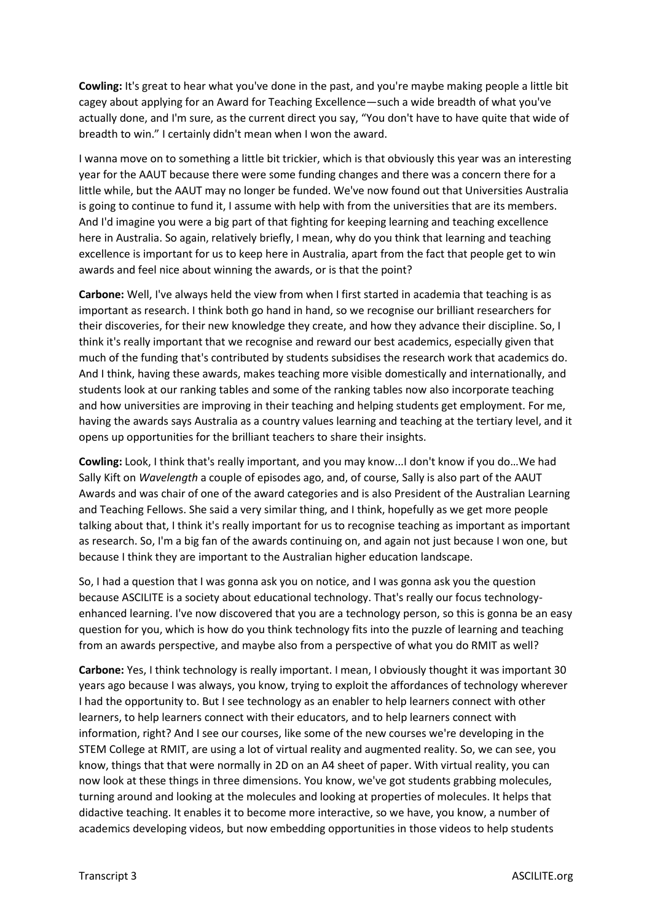**Cowling:** It's great to hear what you've done in the past, and you're maybe making people a little bit cagey about applying for an Award for Teaching Excellence—such a wide breadth of what you've actually done, and I'm sure, as the current direct you say, "You don't have to have quite that wide of breadth to win." I certainly didn't mean when I won the award.

I wanna move on to something a little bit trickier, which is that obviously this year was an interesting year for the AAUT because there were some funding changes and there was a concern there for a little while, but the AAUT may no longer be funded. We've now found out that Universities Australia is going to continue to fund it, I assume with help with from the universities that are its members. And I'd imagine you were a big part of that fighting for keeping learning and teaching excellence here in Australia. So again, relatively briefly, I mean, why do you think that learning and teaching excellence is important for us to keep here in Australia, apart from the fact that people get to win awards and feel nice about winning the awards, or is that the point?

**Carbone:** Well, I've always held the view from when I first started in academia that teaching is as important as research. I think both go hand in hand, so we recognise our brilliant researchers for their discoveries, for their new knowledge they create, and how they advance their discipline. So, I think it's really important that we recognise and reward our best academics, especially given that much of the funding that's contributed by students subsidises the research work that academics do. And I think, having these awards, makes teaching more visible domestically and internationally, and students look at our ranking tables and some of the ranking tables now also incorporate teaching and how universities are improving in their teaching and helping students get employment. For me, having the awards says Australia as a country values learning and teaching at the tertiary level, and it opens up opportunities for the brilliant teachers to share their insights.

**Cowling:** Look, I think that's really important, and you may know...I don't know if you do…We had Sally Kift on *Wavelength* a couple of episodes ago, and, of course, Sally is also part of the AAUT Awards and was chair of one of the award categories and is also President of the Australian Learning and Teaching Fellows. She said a very similar thing, and I think, hopefully as we get more people talking about that, I think it's really important for us to recognise teaching as important as important as research. So, I'm a big fan of the awards continuing on, and again not just because I won one, but because I think they are important to the Australian higher education landscape.

So, I had a question that I was gonna ask you on notice, and I was gonna ask you the question because ASCILITE is a society about educational technology. That's really our focus technology-enhanced learning. I've now discovered that you are a technology person, so this is gonna be an easy question for you, which is how do you think technology fits into the puzzle of learning and teaching from an awards perspective, and maybe also from a perspective of what you do RMIT as well?

**Carbone:** Yes, I think technology is really important. I mean, I obviously thought it was important 30 years ago because I was always, you know, trying to exploit the affordances of technology wherever I had the opportunity to. But I see technology as an enabler to help learners connect with other learners, to help learners connect with their educators, and to help learners connect with information, right? And I see our courses, like some of the new courses we're developing in the STEM College at RMIT, are using a lot of virtual reality and augmented reality. So, we can see, you know, things that that were normally in 2D on an A4 sheet of paper. With virtual reality, you can now look at these things in three dimensions. You know, we've got students grabbing molecules, turning around and looking at the molecules and looking at properties of molecules. It helps that didactive teaching. It enables it to become more interactive, so we have, you know, a number of academics developing videos, but now embedding opportunities in those videos to help students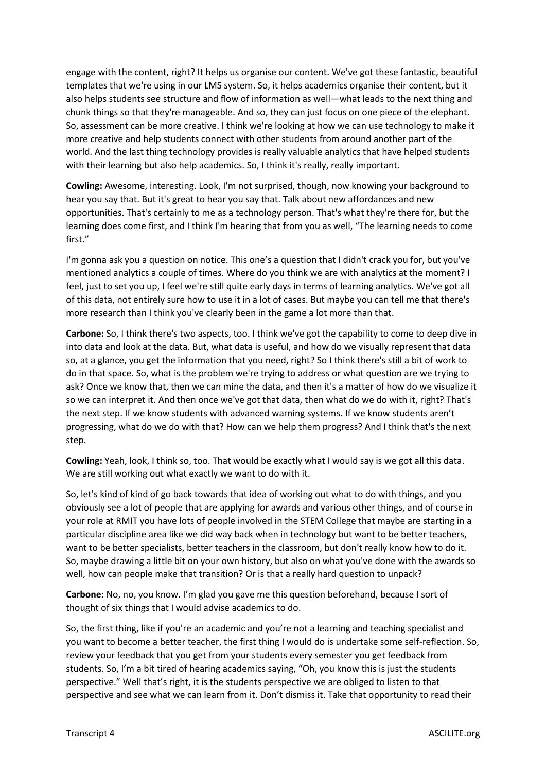engage with the content, right? It helps us organise our content. We've got these fantastic, beautiful templates that we're using in our LMS system. So, it helps academics organise their content, but it also helps students see structure and flow of information as well—what leads to the next thing and chunk things so that they're manageable. And so, they can just focus on one piece of the elephant. So, assessment can be more creative. I think we're looking at how we can use technology to make it more creative and help students connect with other students from around another part of the world. And the last thing technology provides is really valuable analytics that have helped students with their learning but also help academics. So, I think it's really, really important.

**Cowling:** Awesome, interesting. Look, I'm not surprised, though, now knowing your background to hear you say that. But it's great to hear you say that. Talk about new affordances and new opportunities. That's certainly to me as a technology person. That's what they're there for, but the learning does come first, and I think I'm hearing that from you as well, "The learning needs to come first."

I'm gonna ask you a question on notice. This one's a question that I didn't crack you for, but you've mentioned analytics a couple of times. Where do you think we are with analytics at the moment? I feel, just to set you up, I feel we're still quite early days in terms of learning analytics. We've got all of this data, not entirely sure how to use it in a lot of cases. But maybe you can tell me that there's more research than I think you've clearly been in the game a lot more than that.

**Carbone:** So, I think there's two aspects, too. I think we've got the capability to come to deep dive in into data and look at the data. But, what data is useful, and how do we visually represent that data so, at a glance, you get the information that you need, right? So I think there's still a bit of work to do in that space. So, what is the problem we're trying to address or what question are we trying to ask? Once we know that, then we can mine the data, and then it's a matter of how do we visualize it so we can interpret it. And then once we've got that data, then what do we do with it, right? That's the next step. If we know students with advanced warning systems. If we know students aren't progressing, what do we do with that? How can we help them progress? And I think that's the next step.

**Cowling:** Yeah, look, I think so, too. That would be exactly what I would say is we got all this data. We are still working out what exactly we want to do with it.

So, let's kind of kind of go back towards that idea of working out what to do with things, and you obviously see a lot of people that are applying for awards and various other things, and of course in your role at RMIT you have lots of people involved in the STEM College that maybe are starting in a particular discipline area like we did way back when in technology but want to be better teachers, want to be better specialists, better teachers in the classroom, but don't really know how to do it. So, maybe drawing a little bit on your own history, but also on what you've done with the awards so well, how can people make that transition? Or is that a really hard question to unpack?

**Carbone:** No, no, you know. I'm glad you gave me this question beforehand, because I sort of thought of six things that I would advise academics to do.

So, the first thing, like if you're an academic and you're not a learning and teaching specialist and you want to become a better teacher, the first thing I would do is undertake some self-reflection. So, review your feedback that you get from your students every semester you get feedback from students. So, I'm a bit tired of hearing academics saying, "Oh, you know this is just the students perspective." Well that's right, it is the students perspective we are obliged to listen to that perspective and see what we can learn from it. Don't dismiss it. Take that opportunity to read their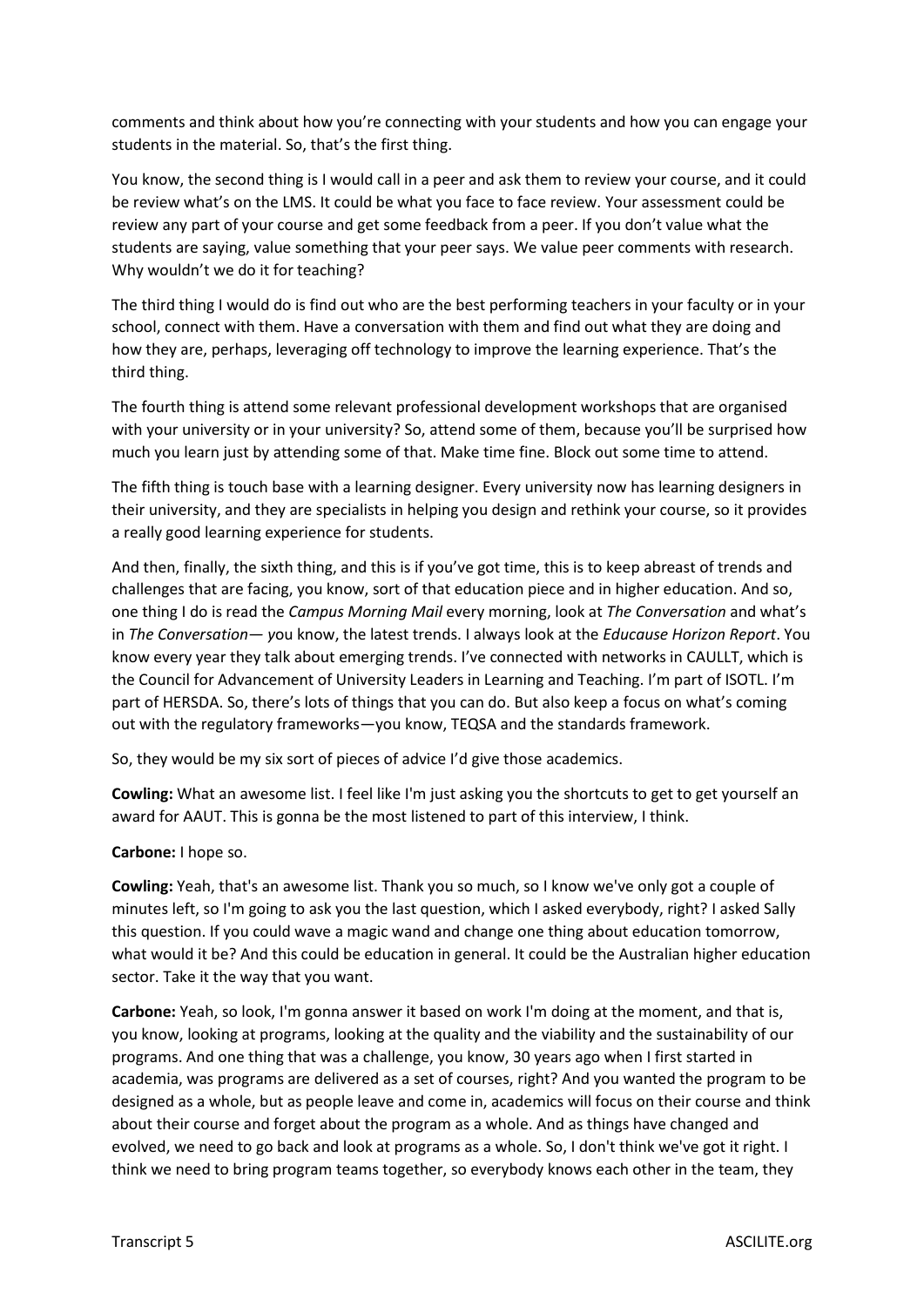comments and think about how you're connecting with your students and how you can engage your students in the material. So, that's the first thing.

You know, the second thing is I would call in a peer and ask them to review your course, and it could be review what's on the LMS. It could be what you face to face review. Your assessment could be review any part of your course and get some feedback from a peer. If you don't value what the students are saying, value something that your peer says. We value peer comments with research. Why wouldn't we do it for teaching?

The third thing I would do is find out who are the best performing teachers in your faculty or in your school, connect with them. Have a conversation with them and find out what they are doing and how they are, perhaps, leveraging off technology to improve the learning experience. That's the third thing.

The fourth thing is attend some relevant professional development workshops that are organised with your university or in your university? So, attend some of them, because you'll be surprised how much you learn just by attending some of that. Make time fine. Block out some time to attend.

The fifth thing is touch base with a learning designer. Every university now has learning designers in their university, and they are specialists in helping you design and rethink your course, so it provides a really good learning experience for students.

And then, finally, the sixth thing, and this is if you've got time, this is to keep abreast of trends and challenges that are facing, you know, sort of that education piece and in higher education. And so, one thing I do is read the *Campus Morning Mail* every morning, look at *The Conversation* and what's in *The Conversation*— you know, the latest trends. I always look at the *Educause Horizon Report*. You know every year they talk about emerging trends. I've connected with networks in CAULLT, which is the Council for Advancement of University Leaders in Learning and Teaching. I'm part of ISOTL. I'm part of HERSDA. So, there's lots of things that you can do. But also keep a focus on what's coming out with the regulatory frameworks—you know, TEQSA and the standards framework.

So, they would be my six sort of pieces of advice I'd give those academics.

**Cowling:** What an awesome list. I feel like I'm just asking you the shortcuts to get to get yourself an award for AAUT. This is gonna be the most listened to part of this interview, I think.

**Carbone:** I hope so.

**Cowling:** Yeah, that's an awesome list. Thank you so much, so I know we've only got a couple of minutes left, so I'm going to ask you the last question, which I asked everybody, right? I asked Sally this question. If you could wave a magic wand and change one thing about education tomorrow, what would it be? And this could be education in general. It could be the Australian higher education sector. Take it the way that you want.

**Carbone:** Yeah, so look, I'm gonna answer it based on work I'm doing at the moment, and that is, you know, looking at programs, looking at the quality and the viability and the sustainability of our programs. And one thing that was a challenge, you know, 30 years ago when I first started in academia, was programs are delivered as a set of courses, right? And you wanted the program to be designed as a whole, but as people leave and come in, academics will focus on their course and think about their course and forget about the program as a whole. And as things have changed and evolved, we need to go back and look at programs as a whole. So, I don't think we've got it right. I think we need to bring program teams together, so everybody knows each other in the team, they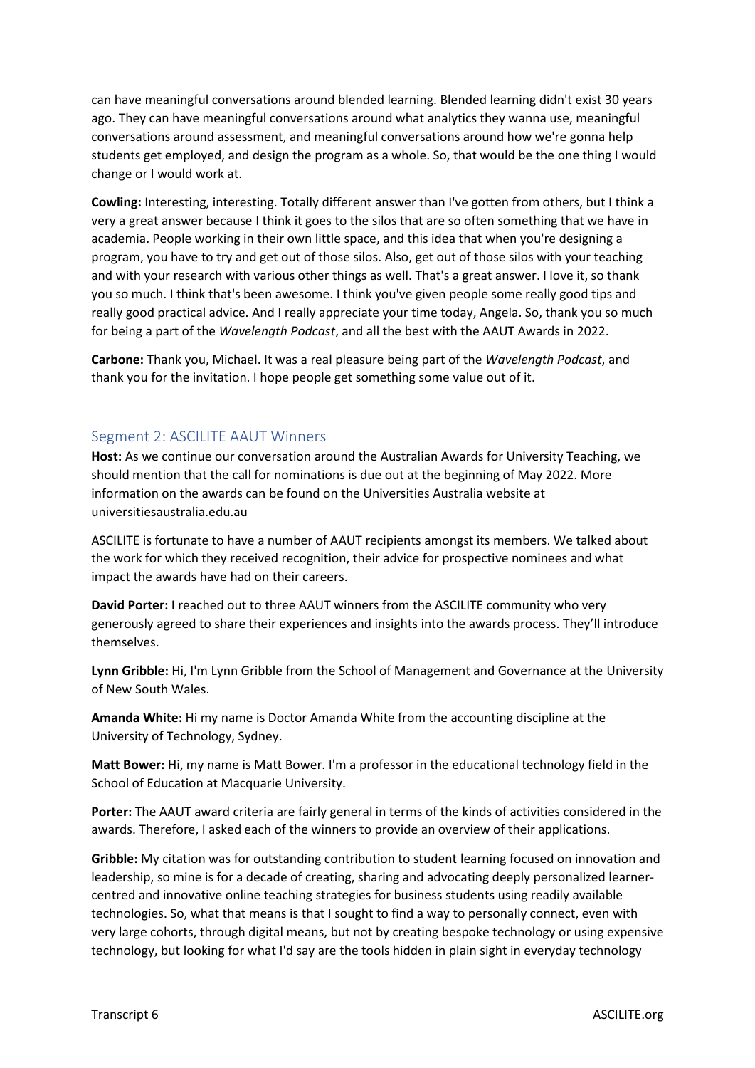can have meaningful conversations around blended learning. Blended learning didn't exist 30 years ago. They can have meaningful conversations around what analytics they wanna use, meaningful conversations around assessment, and meaningful conversations around how we're gonna help students get employed, and design the program as a whole. So, that would be the one thing I would change or I would work at.

**Cowling:** Interesting, interesting. Totally different answer than I've gotten from others, but I think a very a great answer because I think it goes to the silos that are so often something that we have in academia. People working in their own little space, and this idea that when you're designing a program, you have to try and get out of those silos. Also, get out of those silos with your teaching and with your research with various other things as well. That's a great answer. I love it, so thank you so much. I think that's been awesome. I think you've given people some really good tips and really good practical advice. And I really appreciate your time today, Angela. So, thank you so much for being a part of the *Wavelength Podcast*, and all the best with the AAUT Awards in 2022.

**Carbone:** Thank you, Michael. It was a real pleasure being part of the *Wavelength Podcast*, and thank you for the invitation. I hope people get something some value out of it.

## Segment 2: ASCILITE AAUT Winners

**Host:** As we continue our conversation around the Australian Awards for University Teaching, we should mention that the call for nominations is due out at the beginning of May 2022. More information on the awards can be found on the Universities Australia website at universitiesaustralia.edu.au

ASCILITE is fortunate to have a number of AAUT recipients amongst its members. We talked about the work for which they received recognition, their advice for prospective nominees and what impact the awards have had on their careers.

**David Porter:** I reached out to three AAUT winners from the ASCILITE community who very generously agreed to share their experiences and insights into the awards process. They'll introduce themselves.

**Lynn Gribble:** Hi, I'm Lynn Gribble from the School of Management and Governance at the University of New South Wales.

**Amanda White:** Hi my name is Doctor Amanda White from the accounting discipline at the University of Technology, Sydney.

**Matt Bower:** Hi, my name is Matt Bower. I'm a professor in the educational technology field in the School of Education at Macquarie University.

**Porter:** The AAUT award criteria are fairly general in terms of the kinds of activities considered in the awards. Therefore, I asked each of the winners to provide an overview of their applications.

**Gribble:** My citation was for outstanding contribution to student learning focused on innovation and leadership, so mine is for a decade of creating, sharing and advocating deeply personalized learner-centred and innovative online teaching strategies for business students using readily available technologies. So, what that means is that I sought to find a way to personally connect, even with very large cohorts, through digital means, but not by creating bespoke technology or using expensive technology, but looking for what I'd say are the tools hidden in plain sight in everyday technology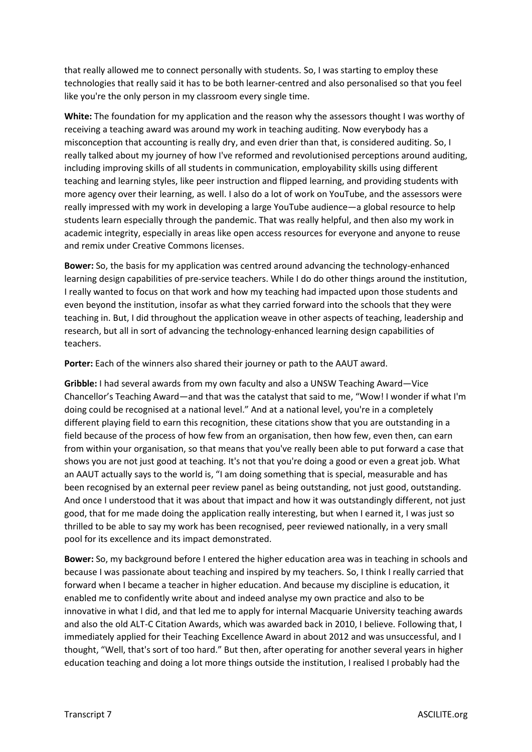that really allowed me to connect personally with students. So, I was starting to employ these technologies that really said it has to be both learner-centred and also personalised so that you feel like you're the only person in my classroom every single time.

**White:** The foundation for my application and the reason why the assessors thought I was worthy of receiving a teaching award was around my work in teaching auditing. Now everybody has a misconception that accounting is really dry, and even drier than that, is considered auditing. So, I really talked about my journey of how I've reformed and revolutionised perceptions around auditing, including improving skills of all students in communication, employability skills using different teaching and learning styles, like peer instruction and flipped learning, and providing students with more agency over their learning, as well. I also do a lot of work on YouTube, and the assessors were really impressed with my work in developing a large YouTube audience—a global resource to help students learn especially through the pandemic. That was really helpful, and then also my work in academic integrity, especially in areas like open access resources for everyone and anyone to reuse and remix under Creative Commons licenses.

**Bower:** So, the basis for my application was centred around advancing the technology-enhanced learning design capabilities of pre-service teachers. While I do do other things around the institution, I really wanted to focus on that work and how my teaching had impacted upon those students and even beyond the institution, insofar as what they carried forward into the schools that they were teaching in. But, I did throughout the application weave in other aspects of teaching, leadership and research, but all in sort of advancing the technology-enhanced learning design capabilities of teachers.

**Porter:** Each of the winners also shared their journey or path to the AAUT award.

**Gribble:** I had several awards from my own faculty and also a UNSW Teaching Award—Vice Chancellor's Teaching Award—and that was the catalyst that said to me, "Wow! I wonder if what I'm doing could be recognised at a national level." And at a national level, you're in a completely different playing field to earn this recognition, these citations show that you are outstanding in a field because of the process of how few from an organisation, then how few, even then, can earn from within your organisation, so that means that you've really been able to put forward a case that shows you are not just good at teaching. It's not that you're doing a good or even a great job. What an AAUT actually says to the world is, "I am doing something that is special, measurable and has been recognised by an external peer review panel as being outstanding, not just good, outstanding. And once I understood that it was about that impact and how it was outstandingly different, not just good, that for me made doing the application really interesting, but when I earned it, I was just so thrilled to be able to say my work has been recognised, peer reviewed nationally, in a very small pool for its excellence and its impact demonstrated.

**Bower:** So, my background before I entered the higher education area was in teaching in schools and because I was passionate about teaching and inspired by my teachers. So, I think I really carried that forward when I became a teacher in higher education. And because my discipline is education, it enabled me to confidently write about and indeed analyse my own practice and also to be innovative in what I did, and that led me to apply for internal Macquarie University teaching awards and also the old ALT-C Citation Awards, which was awarded back in 2010, I believe. Following that, I immediately applied for their Teaching Excellence Award in about 2012 and was unsuccessful, and I thought, "Well, that's sort of too hard." But then, after operating for another several years in higher education teaching and doing a lot more things outside the institution, I realised I probably had the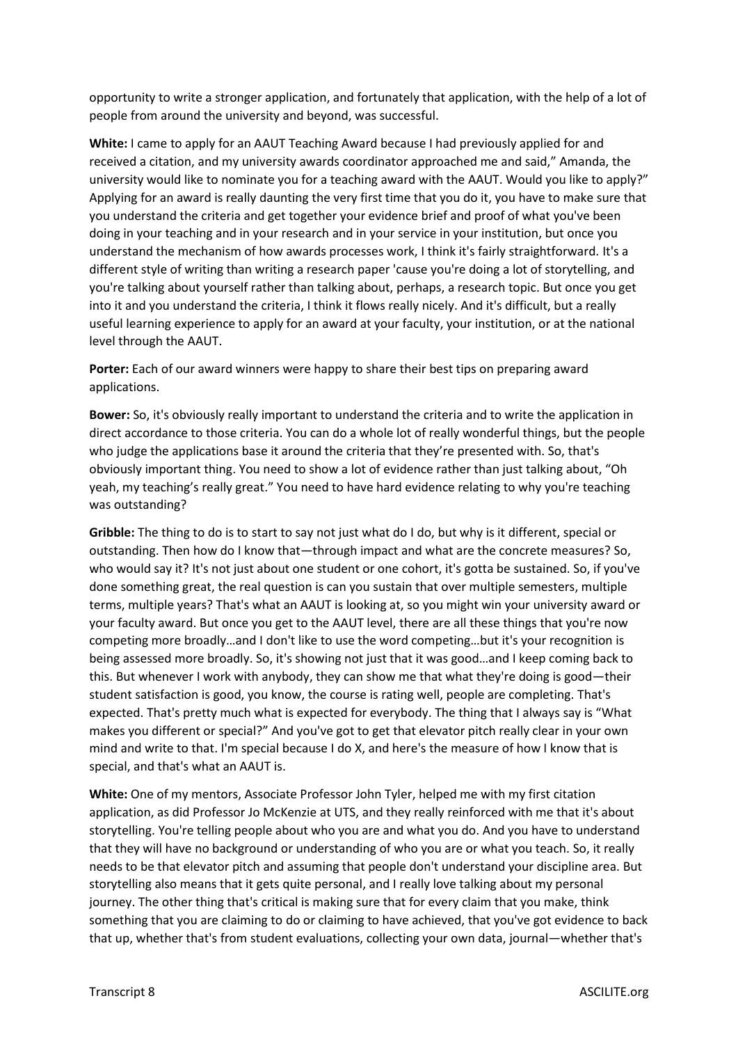opportunity to write a stronger application, and fortunately that application, with the help of a lot of people from around the university and beyond, was successful.

**White:** I came to apply for an AAUT Teaching Award because I had previously applied for and received a citation, and my university awards coordinator approached me and said," Amanda, the university would like to nominate you for a teaching award with the AAUT. Would you like to apply?" Applying for an award is really daunting the very first time that you do it, you have to make sure that you understand the criteria and get together your evidence brief and proof of what you've been doing in your teaching and in your research and in your service in your institution, but once you understand the mechanism of how awards processes work, I think it's fairly straightforward. It's a different style of writing than writing a research paper 'cause you're doing a lot of storytelling, and you're talking about yourself rather than talking about, perhaps, a research topic. But once you get into it and you understand the criteria, I think it flows really nicely. And it's difficult, but a really useful learning experience to apply for an award at your faculty, your institution, or at the national level through the AAUT.

**Porter:** Each of our award winners were happy to share their best tips on preparing award applications.

**Bower:** So, it's obviously really important to understand the criteria and to write the application in direct accordance to those criteria. You can do a whole lot of really wonderful things, but the people who judge the applications base it around the criteria that they're presented with. So, that's obviously important thing. You need to show a lot of evidence rather than just talking about, "Oh yeah, my teaching's really great." You need to have hard evidence relating to why you're teaching was outstanding?

**Gribble:** The thing to do is to start to say not just what do I do, but why is it different, special or outstanding. Then how do I know that—through impact and what are the concrete measures? So, who would say it? It's not just about one student or one cohort, it's gotta be sustained. So, if you've done something great, the real question is can you sustain that over multiple semesters, multiple terms, multiple years? That's what an AAUT is looking at, so you might win your university award or your faculty award. But once you get to the AAUT level, there are all these things that you're now competing more broadly…and I don't like to use the word competing…but it's your recognition is being assessed more broadly. So, it's showing not just that it was good…and I keep coming back to this. But whenever I work with anybody, they can show me that what they're doing is good—their student satisfaction is good, you know, the course is rating well, people are completing. That's expected. That's pretty much what is expected for everybody. The thing that I always say is "What makes you different or special?" And you've got to get that elevator pitch really clear in your own mind and write to that. I'm special because I do X, and here's the measure of how I know that is special, and that's what an AAUT is.

**White:** One of my mentors, Associate Professor John Tyler, helped me with my first citation application, as did Professor Jo McKenzie at UTS, and they really reinforced with me that it's about storytelling. You're telling people about who you are and what you do. And you have to understand that they will have no background or understanding of who you are or what you teach. So, it really needs to be that elevator pitch and assuming that people don't understand your discipline area. But storytelling also means that it gets quite personal, and I really love talking about my personal journey. The other thing that's critical is making sure that for every claim that you make, think something that you are claiming to do or claiming to have achieved, that you've got evidence to back that up, whether that's from student evaluations, collecting your own data, journal—whether that's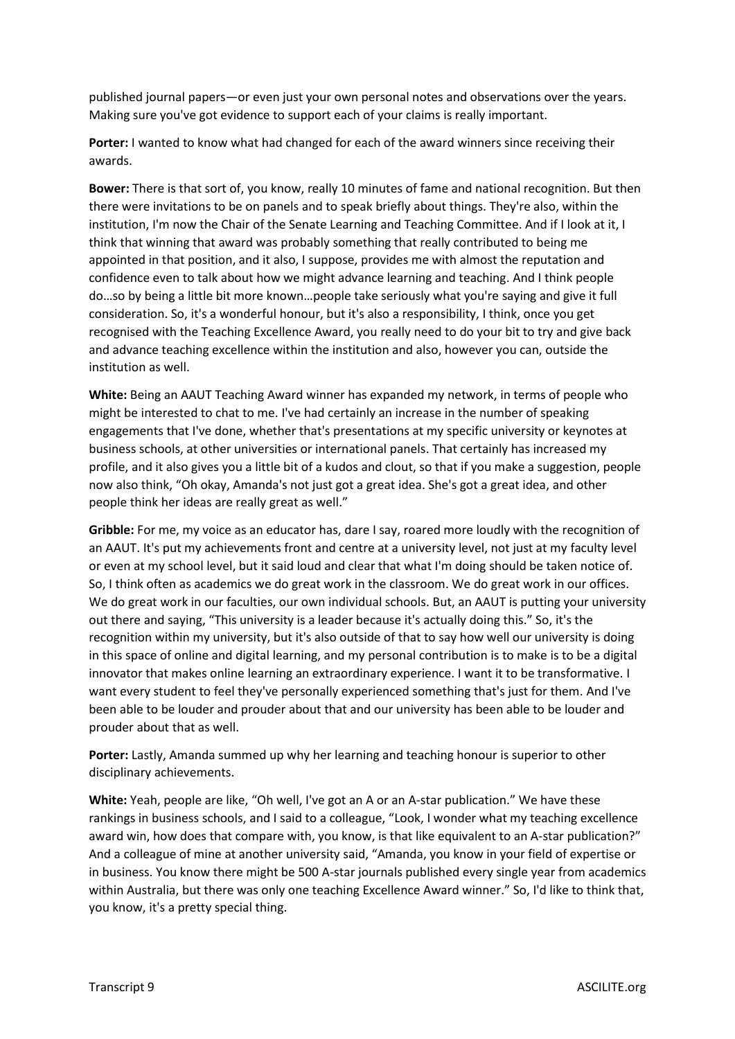published journal papers—or even just your own personal notes and observations over the years. Making sure you've got evidence to support each of your claims is really important.

**Porter:** I wanted to know what had changed for each of the award winners since receiving their awards.

**Bower:** There is that sort of, you know, really 10 minutes of fame and national recognition. But then there were invitations to be on panels and to speak briefly about things. They're also, within the institution, I'm now the Chair of the Senate Learning and Teaching Committee. And if I look at it, I think that winning that award was probably something that really contributed to being me appointed in that position, and it also, I suppose, provides me with almost the reputation and confidence even to talk about how we might advance learning and teaching. And I think people do…so by being a little bit more known…people take seriously what you're saying and give it full consideration. So, it's a wonderful honour, but it's also a responsibility, I think, once you get recognised with the Teaching Excellence Award, you really need to do your bit to try and give back and advance teaching excellence within the institution and also, however you can, outside the institution as well.

**White:** Being an AAUT Teaching Award winner has expanded my network, in terms of people who might be interested to chat to me. I've had certainly an increase in the number of speaking engagements that I've done, whether that's presentations at my specific university or keynotes at business schools, at other universities or international panels. That certainly has increased my profile, and it also gives you a little bit of a kudos and clout, so that if you make a suggestion, people now also think, "Oh okay, Amanda's not just got a great idea. She's got a great idea, and other people think her ideas are really great as well."

**Gribble:** For me, my voice as an educator has, dare I say, roared more loudly with the recognition of an AAUT. It's put my achievements front and centre at a university level, not just at my faculty level or even at my school level, but it said loud and clear that what I'm doing should be taken notice of. So, I think often as academics we do great work in the classroom. We do great work in our offices. We do great work in our faculties, our own individual schools. But, an AAUT is putting your university out there and saying, "This university is a leader because it's actually doing this." So, it's the recognition within my university, but it's also outside of that to say how well our university is doing in this space of online and digital learning, and my personal contribution is to make is to be a digital innovator that makes online learning an extraordinary experience. I want it to be transformative. I want every student to feel they've personally experienced something that's just for them. And I've been able to be louder and prouder about that and our university has been able to be louder and prouder about that as well.

**Porter:** Lastly, Amanda summed up why her learning and teaching honour is superior to other disciplinary achievements.

**White:** Yeah, people are like, "Oh well, I've got an A or an A-star publication." We have these rankings in business schools, and I said to a colleague, "Look, I wonder what my teaching excellence award win, how does that compare with, you know, is that like equivalent to an A-star publication?" And a colleague of mine at another university said, "Amanda, you know in your field of expertise or in business. You know there might be 500 A-star journals published every single year from academics within Australia, but there was only one teaching Excellence Award winner." So, I'd like to think that, you know, it's a pretty special thing.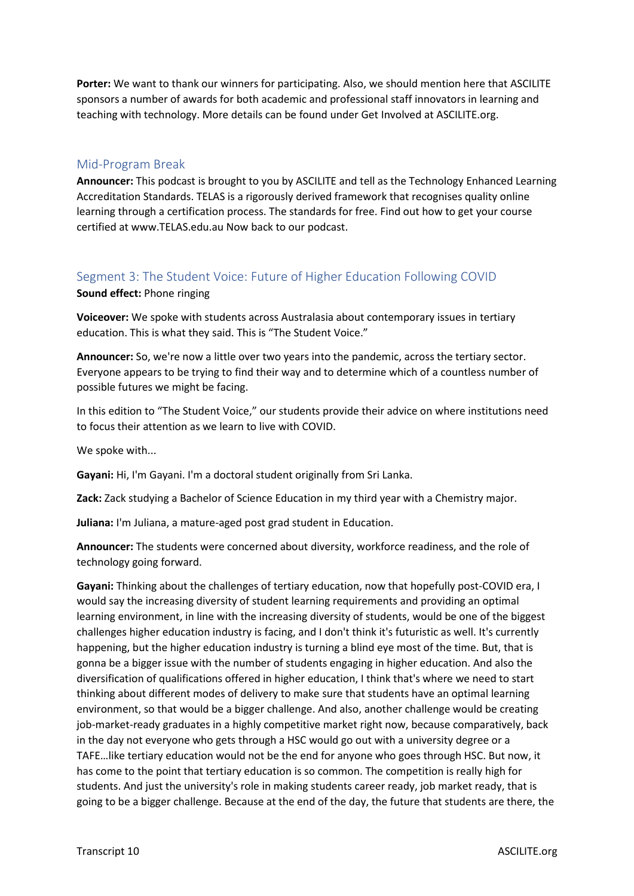**Porter:** We want to thank our winners for participating. Also, we should mention here that ASCILITE sponsors a number of awards for both academic and professional staff innovators in learning and teaching with technology. More details can be found under Get Involved at ASCILITE.org.

## Mid-Program Break

**Announcer:** This podcast is brought to you by ASCILITE and tell as the Technology Enhanced Learning Accreditation Standards. TELAS is a rigorously derived framework that recognises quality online learning through a certification process. The standards for free. Find out how to get your course certified at www.TELAS.edu.au Now back to our podcast.

## Segment 3: The Student Voice: Future of Higher Education Following COVID

**Sound effect:** Phone ringing

**Voiceover:** We spoke with students across Australasia about contemporary issues in tertiary education. This is what they said. This is "The Student Voice."

**Announcer:** So, we're now a little over two years into the pandemic, across the tertiary sector. Everyone appears to be trying to find their way and to determine which of a countless number of possible futures we might be facing.

In this edition to "The Student Voice," our students provide their advice on where institutions need to focus their attention as we learn to live with COVID.

We spoke with...

**Gayani:** Hi, I'm Gayani. I'm a doctoral student originally from Sri Lanka.

**Zack:** Zack studying a Bachelor of Science Education in my third year with a Chemistry major.

**Juliana:** I'm Juliana, a mature-aged post grad student in Education.

**Announcer:** The students were concerned about diversity, workforce readiness, and the role of technology going forward.

**Gayani:** Thinking about the challenges of tertiary education, now that hopefully post-COVID era, I would say the increasing diversity of student learning requirements and providing an optimal learning environment, in line with the increasing diversity of students, would be one of the biggest challenges higher education industry is facing, and I don't think it's futuristic as well. It's currently happening, but the higher education industry is turning a blind eye most of the time. But, that is gonna be a bigger issue with the number of students engaging in higher education. And also the diversification of qualifications offered in higher education, I think that's where we need to start thinking about different modes of delivery to make sure that students have an optimal learning environment, so that would be a bigger challenge. And also, another challenge would be creating job-market-ready graduates in a highly competitive market right now, because comparatively, back in the day not everyone who gets through a HSC would go out with a university degree or a TAFE…like tertiary education would not be the end for anyone who goes through HSC. But now, it has come to the point that tertiary education is so common. The competition is really high for students. And just the university's role in making students career ready, job market ready, that is going to be a bigger challenge. Because at the end of the day, the future that students are there, the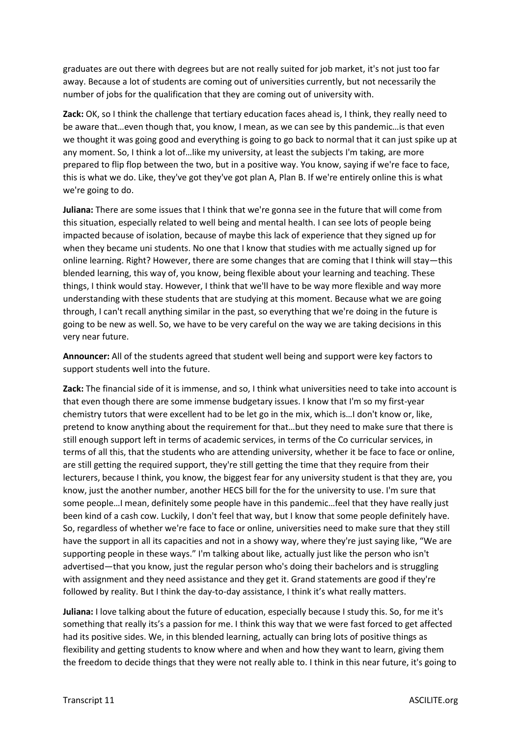graduates are out there with degrees but are not really suited for job market, it's not just too far away. Because a lot of students are coming out of universities currently, but not necessarily the number of jobs for the qualification that they are coming out of university with.

**Zack:** OK, so I think the challenge that tertiary education faces ahead is, I think, they really need to be aware that…even though that, you know, I mean, as we can see by this pandemic…is that even we thought it was going good and everything is going to go back to normal that it can just spike up at any moment. So, I think a lot of…like my university, at least the subjects I'm taking, are more prepared to flip flop between the two, but in a positive way. You know, saying if we're face to face, this is what we do. Like, they've got they've got plan A, Plan B. If we're entirely online this is what we're going to do.

**Juliana:** There are some issues that I think that we're gonna see in the future that will come from this situation, especially related to well being and mental health. I can see lots of people being impacted because of isolation, because of maybe this lack of experience that they signed up for when they became uni students. No one that I know that studies with me actually signed up for online learning. Right? However, there are some changes that are coming that I think will stay—this blended learning, this way of, you know, being flexible about your learning and teaching. These things, I think would stay. However, I think that we'll have to be way more flexible and way more understanding with these students that are studying at this moment. Because what we are going through, I can't recall anything similar in the past, so everything that we're doing in the future is going to be new as well. So, we have to be very careful on the way we are taking decisions in this very near future.

**Announcer:** All of the students agreed that student well being and support were key factors to support students well into the future.

**Zack:** The financial side of it is immense, and so, I think what universities need to take into account is that even though there are some immense budgetary issues. I know that I'm so my first-year chemistry tutors that were excellent had to be let go in the mix, which is…I don't know or, like, pretend to know anything about the requirement for that…but they need to make sure that there is still enough support left in terms of academic services, in terms of the Co curricular services, in terms of all this, that the students who are attending university, whether it be face to face or online, are still getting the required support, they're still getting the time that they require from their lecturers, because I think, you know, the biggest fear for any university student is that they are, you know, just the another number, another HECS bill for the for the university to use. I'm sure that some people…I mean, definitely some people have in this pandemic…feel that they have really just been kind of a cash cow. Luckily, I don't feel that way, but I know that some people definitely have. So, regardless of whether we're face to face or online, universities need to make sure that they still have the support in all its capacities and not in a showy way, where they're just saying like, "We are supporting people in these ways." I'm talking about like, actually just like the person who isn't advertised—that you know, just the regular person who's doing their bachelors and is struggling with assignment and they need assistance and they get it. Grand statements are good if they're followed by reality. But I think the day-to-day assistance, I think it's what really matters.

**Juliana:** I love talking about the future of education, especially because I study this. So, for me it's something that really its's a passion for me. I think this way that we were fast forced to get affected had its positive sides. We, in this blended learning, actually can bring lots of positive things as flexibility and getting students to know where and when and how they want to learn, giving them the freedom to decide things that they were not really able to. I think in this near future, it's going to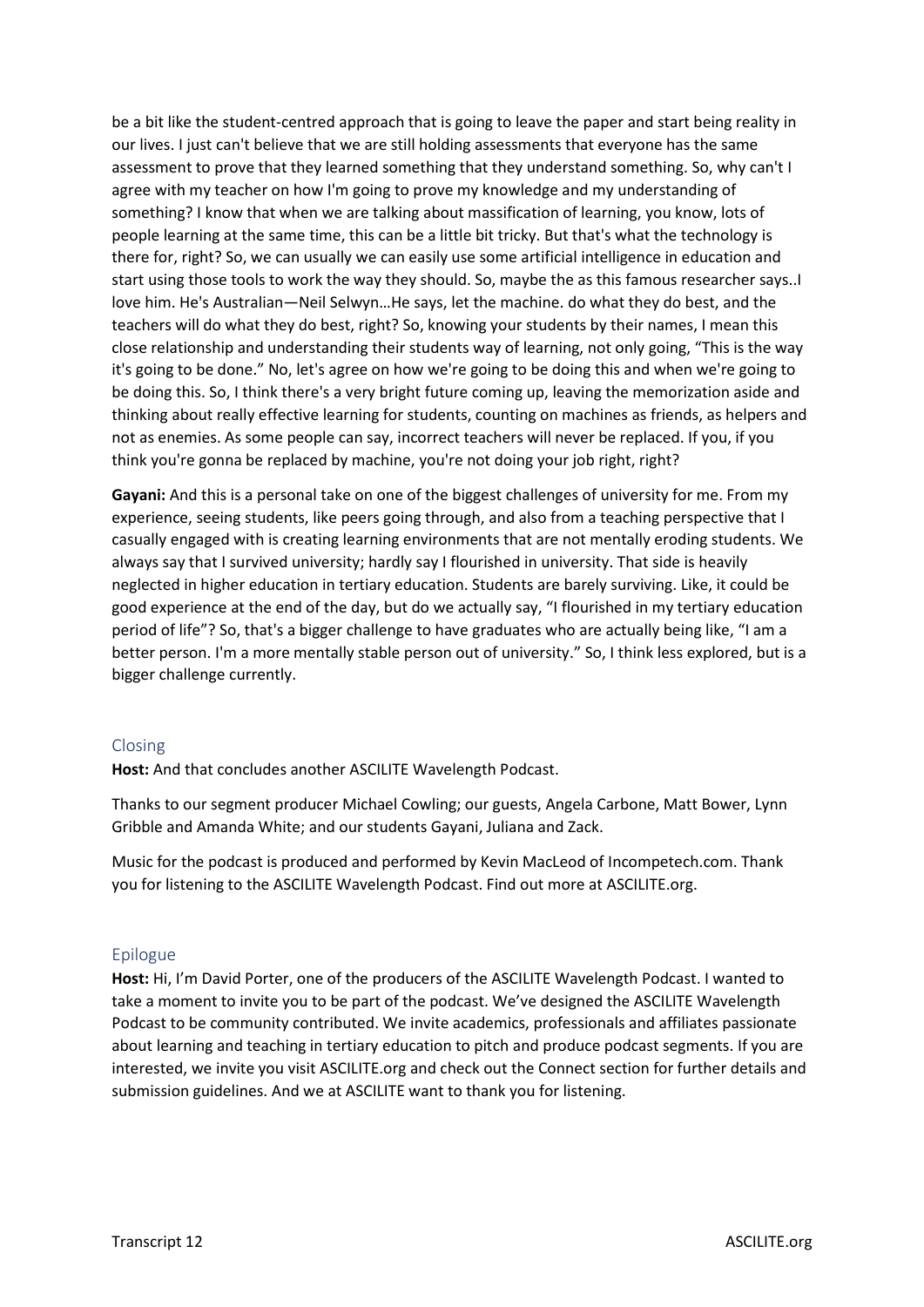be a bit like the student-centred approach that is going to leave the paper and start being reality in our lives. I just can't believe that we are still holding assessments that everyone has the same assessment to prove that they learned something that they understand something. So, why can't I agree with my teacher on how I'm going to prove my knowledge and my understanding of something? I know that when we are talking about massification of learning, you know, lots of people learning at the same time, this can be a little bit tricky. But that's what the technology is there for, right? So, we can usually we can easily use some artificial intelligence in education and start using those tools to work the way they should. So, maybe the as this famous researcher says..I love him. He's Australian—Neil Selwyn…He says, let the machine. do what they do best, and the teachers will do what they do best, right? So, knowing your students by their names, I mean this close relationship and understanding their students way of learning, not only going, "This is the way it's going to be done." No, let's agree on how we're going to be doing this and when we're going to be doing this. So, I think there's a very bright future coming up, leaving the memorization aside and thinking about really effective learning for students, counting on machines as friends, as helpers and not as enemies. As some people can say, incorrect teachers will never be replaced. If you, if you think you're gonna be replaced by machine, you're not doing your job right, right?

**Gayani:** And this is a personal take on one of the biggest challenges of university for me. From my experience, seeing students, like peers going through, and also from a teaching perspective that I casually engaged with is creating learning environments that are not mentally eroding students. We always say that I survived university; hardly say I flourished in university. That side is heavily neglected in higher education in tertiary education. Students are barely surviving. Like, it could be good experience at the end of the day, but do we actually say, "I flourished in my tertiary education period of life"? So, that's a bigger challenge to have graduates who are actually being like, "I am a better person. I'm a more mentally stable person out of university." So, I think less explored, but is a bigger challenge currently.

## Closing

**Host:** And that concludes another ASCILITE Wavelength Podcast.

Thanks to our segment producer Michael Cowling; our guests, Angela Carbone, Matt Bower, Lynn Gribble and Amanda White; and our students Gayani, Juliana and Zack.

Music for the podcast is produced and performed by Kevin MacLeod of Incompetech.com. Thank you for listening to the ASCILITE Wavelength Podcast. Find out more at ASCILITE.org.

## Epilogue

**Host:** Hi, I'm David Porter, one of the producers of the ASCILITE Wavelength Podcast. I wanted to take a moment to invite you to be part of the podcast. We've designed the ASCILITE Wavelength Podcast to be community contributed. We invite academics, professionals and affiliates passionate about learning and teaching in tertiary education to pitch and produce podcast segments. If you are interested, we invite you visit ASCILITE.org and check out the Connect section for further details and submission guidelines. And we at ASCILITE want to thank you for listening.